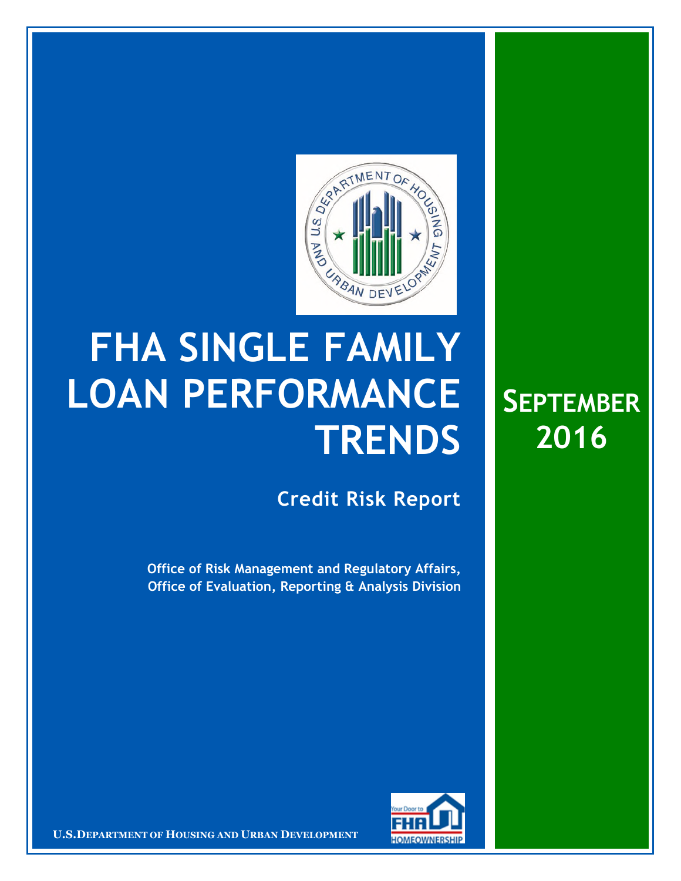# FHA SINGLE FAMILY LOAN PERFORMANCE TRENDS

## Credit Risk Report

**Office of Risk Management and Regulatory Affairs, Office of Evaluation, Reporting & Analysis Division**

**SEPTEMBER 2016**

U.S. DEPARTMENT OF HOUSING AND URBAN DEVELOPMENT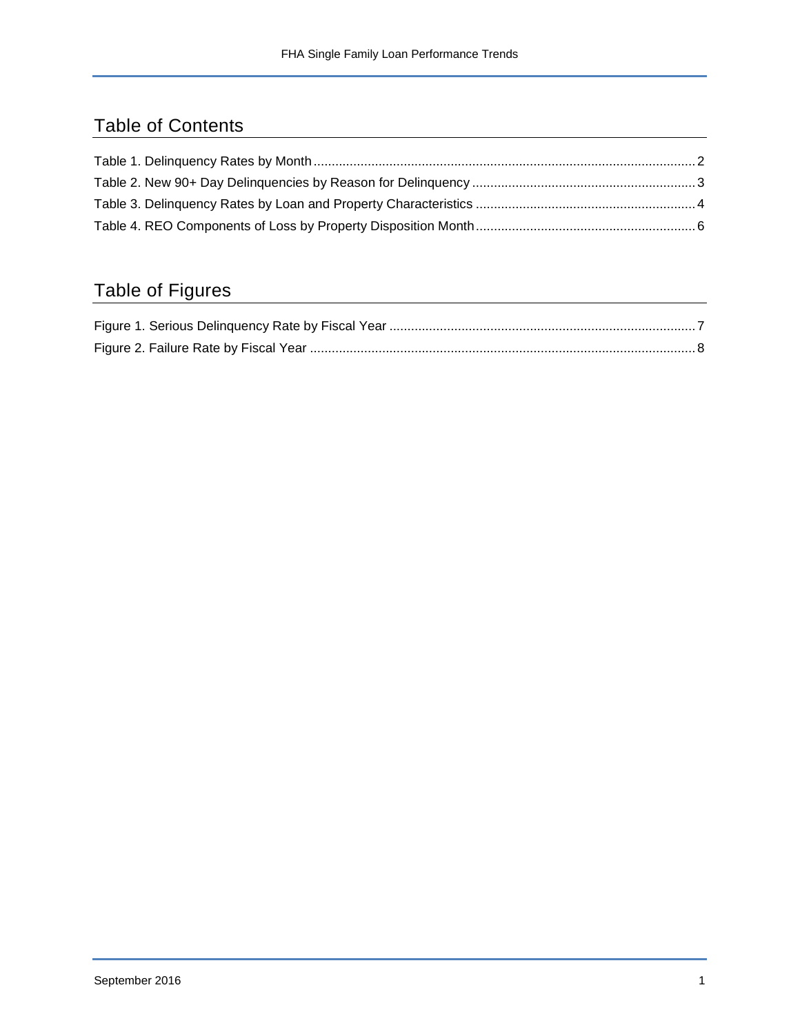## Table of Contents

Table 1. Delinquency Rates by Month ........................................................................................................ 2
Table 2. New 90+ Day Delinquencies by Reason for Delinquency ........................................................... 3
Table 3. Delinquency Rates by Loan and Property Characteristics .......................................................... 4
Table 4. REO Components of Loss by Property Disposition Month .......................................................... 6

## Table of Figures

Figure 1. Serious Delinquency Rate by Fiscal Year .................................................................................. 7
Figure 2. Failure Rate by Fiscal Year ........................................................................................................ 8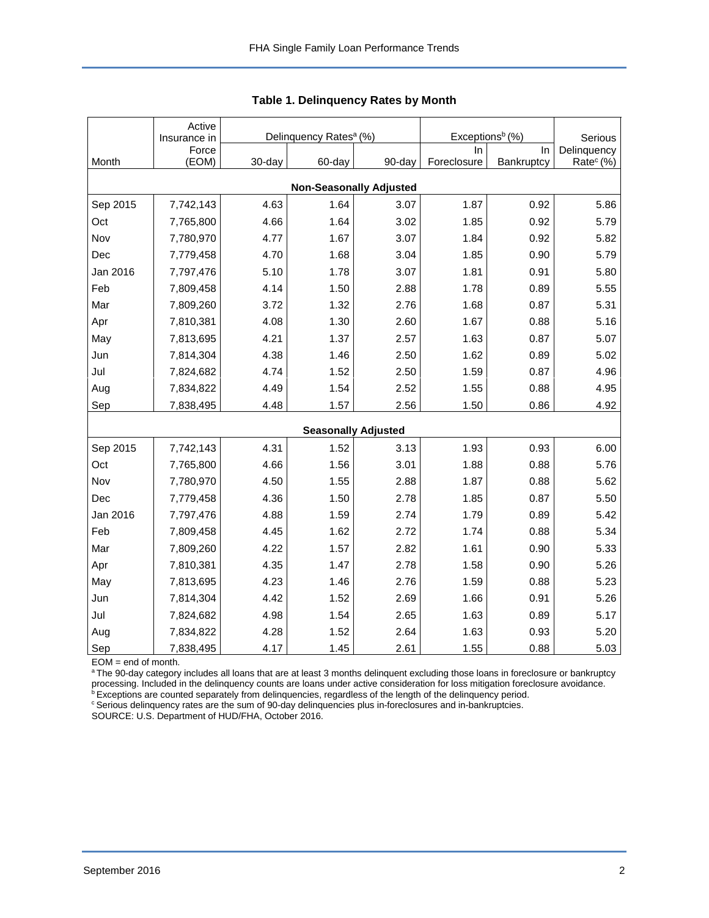**Table 1. Delinquency Rates by Month**

| Month | Active Insurance in Force (EOM) | Delinquency Rates[a] (%) | | | Exceptions[b] (%) | | Serious Delinquency Rate[c] (%) |
|---|---|---|---|---|---|---|---|
| | | 30-day | 60-day | 90-day | In Foreclosure | In Bankruptcy | |
| **Non-Seasonally Adjusted** | | | | | | | |
| Sep 2015 | 7,742,143 | 4.63 | 1.64 | 3.07 | 1.87 | 0.92 | 5.86 |
| Oct | 7,765,800 | 4.66 | 1.64 | 3.02 | 1.85 | 0.92 | 5.79 |
| Nov | 7,780,970 | 4.77 | 1.67 | 3.07 | 1.84 | 0.92 | 5.82 |
| Dec | 7,779,458 | 4.70 | 1.68 | 3.04 | 1.85 | 0.90 | 5.79 |
| Jan 2016 | 7,797,476 | 5.10 | 1.78 | 3.07 | 1.81 | 0.91 | 5.80 |
| Feb | 7,809,458 | 4.14 | 1.50 | 2.88 | 1.78 | 0.89 | 5.55 |
| Mar | 7,809,260 | 3.72 | 1.32 | 2.76 | 1.68 | 0.87 | 5.31 |
| Apr | 7,810,381 | 4.08 | 1.30 | 2.60 | 1.67 | 0.88 | 5.16 |
| May | 7,813,695 | 4.21 | 1.37 | 2.57 | 1.63 | 0.87 | 5.07 |
| Jun | 7,814,304 | 4.38 | 1.46 | 2.50 | 1.62 | 0.89 | 5.02 |
| Jul | 7,824,682 | 4.74 | 1.52 | 2.50 | 1.59 | 0.87 | 4.96 |
| Aug | 7,834,822 | 4.49 | 1.54 | 2.52 | 1.55 | 0.88 | 4.95 |
| Sep | 7,838,495 | 4.48 | 1.57 | 2.56 | 1.50 | 0.86 | 4.92 |
| **Seasonally Adjusted** | | | | | | | |
| Sep 2015 | 7,742,143 | 4.31 | 1.52 | 3.13 | 1.93 | 0.93 | 6.00 |
| Oct | 7,765,800 | 4.66 | 1.56 | 3.01 | 1.88 | 0.88 | 5.76 |
| Nov | 7,780,970 | 4.50 | 1.55 | 2.88 | 1.87 | 0.88 | 5.62 |
| Dec | 7,779,458 | 4.36 | 1.50 | 2.78 | 1.85 | 0.87 | 5.50 |
| Jan 2016 | 7,797,476 | 4.88 | 1.59 | 2.74 | 1.79 | 0.89 | 5.42 |
| Feb | 7,809,458 | 4.45 | 1.62 | 2.72 | 1.74 | 0.88 | 5.34 |
| Mar | 7,809,260 | 4.22 | 1.57 | 2.82 | 1.61 | 0.90 | 5.33 |
| Apr | 7,810,381 | 4.35 | 1.47 | 2.78 | 1.58 | 0.90 | 5.26 |
| May | 7,813,695 | 4.23 | 1.46 | 2.76 | 1.59 | 0.88 | 5.23 |
| Jun | 7,814,304 | 4.42 | 1.52 | 2.69 | 1.66 | 0.91 | 5.26 |
| Jul | 7,824,682 | 4.98 | 1.54 | 2.65 | 1.63 | 0.89 | 5.17 |
| Aug | 7,834,822 | 4.28 | 1.52 | 2.64 | 1.63 | 0.93 | 5.20 |
| Sep | 7,838,495 | 4.17 | 1.45 | 2.61 | 1.55 | 0.88 | 5.03 |

EOM = end of month.

[a] The 90-day category includes all loans that are at least 3 months delinquent excluding those loans in foreclosure or bankruptcy processing. Included in the delinquency counts are loans under active consideration for loss mitigation foreclosure avoidance.

[b] Exceptions are counted separately from delinquencies, regardless of the length of the delinquency period.

[c] Serious delinquency rates are the sum of 90-day delinquencies plus in-foreclosures and in-bankruptcies.

SOURCE: U.S. Department of HUD/FHA, October 2016.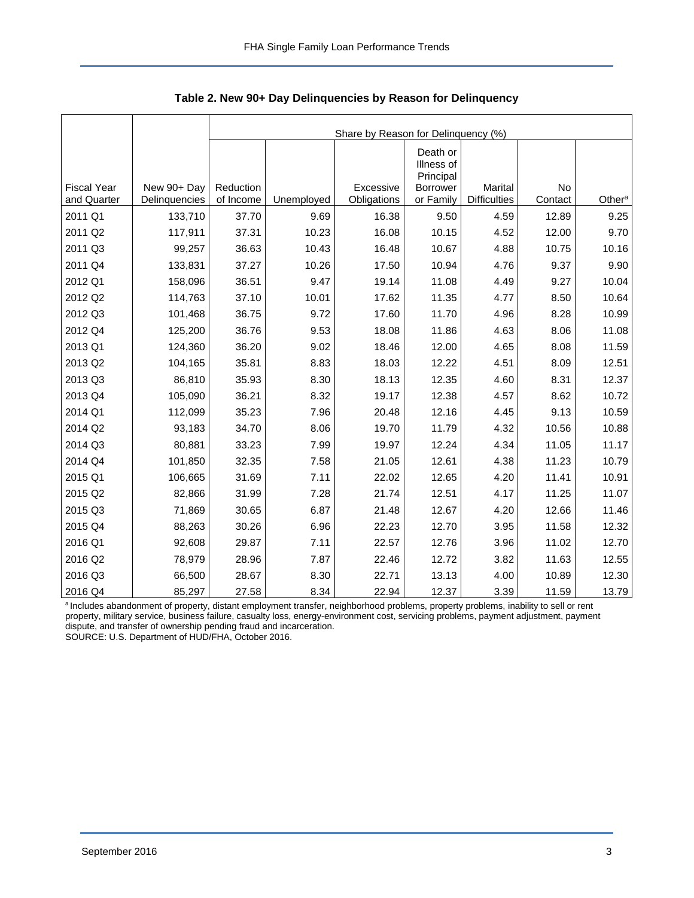**Table 2. New 90+ Day Delinquencies by Reason for Delinquency**

| Fiscal Year and Quarter | New 90+ Day Delinquencies | Share by Reason for Delinquency (%) | | | | | | |
|---|---|---|---|---|---|---|---|---|
| | | Reduction of Income | Unemployed | Excessive Obligations | Death or Illness of Principal Borrower or Family | Marital Difficulties | No Contact | Other[a] |
| 2011 Q1 | 133,710 | 37.70 | 9.69 | 16.38 | 9.50 | 4.59 | 12.89 | 9.25 |
| 2011 Q2 | 117,911 | 37.31 | 10.23 | 16.08 | 10.15 | 4.52 | 12.00 | 9.70 |
| 2011 Q3 | 99,257 | 36.63 | 10.43 | 16.48 | 10.67 | 4.88 | 10.75 | 10.16 |
| 2011 Q4 | 133,831 | 37.27 | 10.26 | 17.50 | 10.94 | 4.76 | 9.37 | 9.90 |
| 2012 Q1 | 158,096 | 36.51 | 9.47 | 19.14 | 11.08 | 4.49 | 9.27 | 10.04 |
| 2012 Q2 | 114,763 | 37.10 | 10.01 | 17.62 | 11.35 | 4.77 | 8.50 | 10.64 |
| 2012 Q3 | 101,468 | 36.75 | 9.72 | 17.60 | 11.70 | 4.96 | 8.28 | 10.99 |
| 2012 Q4 | 125,200 | 36.76 | 9.53 | 18.08 | 11.86 | 4.63 | 8.06 | 11.08 |
| 2013 Q1 | 124,360 | 36.20 | 9.02 | 18.46 | 12.00 | 4.65 | 8.08 | 11.59 |
| 2013 Q2 | 104,165 | 35.81 | 8.83 | 18.03 | 12.22 | 4.51 | 8.09 | 12.51 |
| 2013 Q3 | 86,810 | 35.93 | 8.30 | 18.13 | 12.35 | 4.60 | 8.31 | 12.37 |
| 2013 Q4 | 105,090 | 36.21 | 8.32 | 19.17 | 12.38 | 4.57 | 8.62 | 10.72 |
| 2014 Q1 | 112,099 | 35.23 | 7.96 | 20.48 | 12.16 | 4.45 | 9.13 | 10.59 |
| 2014 Q2 | 93,183 | 34.70 | 8.06 | 19.70 | 11.79 | 4.32 | 10.56 | 10.88 |
| 2014 Q3 | 80,881 | 33.23 | 7.99 | 19.97 | 12.24 | 4.34 | 11.05 | 11.17 |
| 2014 Q4 | 101,850 | 32.35 | 7.58 | 21.05 | 12.61 | 4.38 | 11.23 | 10.79 |
| 2015 Q1 | 106,665 | 31.69 | 7.11 | 22.02 | 12.65 | 4.20 | 11.41 | 10.91 |
| 2015 Q2 | 82,866 | 31.99 | 7.28 | 21.74 | 12.51 | 4.17 | 11.25 | 11.07 |
| 2015 Q3 | 71,869 | 30.65 | 6.87 | 21.48 | 12.67 | 4.20 | 12.66 | 11.46 |
| 2015 Q4 | 88,263 | 30.26 | 6.96 | 22.23 | 12.70 | 3.95 | 11.58 | 12.32 |
| 2016 Q1 | 92,608 | 29.87 | 7.11 | 22.57 | 12.76 | 3.96 | 11.02 | 12.70 |
| 2016 Q2 | 78,979 | 28.96 | 7.87 | 22.46 | 12.72 | 3.82 | 11.63 | 12.55 |
| 2016 Q3 | 66,500 | 28.67 | 8.30 | 22.71 | 13.13 | 4.00 | 10.89 | 12.30 |
| 2016 Q4 | 85,297 | 27.58 | 8.34 | 22.94 | 12.37 | 3.39 | 11.59 | 13.79 |

[a] Includes abandonment of property, distant employment transfer, neighborhood problems, property problems, inability to sell or rent property, military service, business failure, casualty loss, energy-environment cost, servicing problems, payment adjustment, payment dispute, and transfer of ownership pending fraud and incarceration.

SOURCE: U.S. Department of HUD/FHA, October 2016.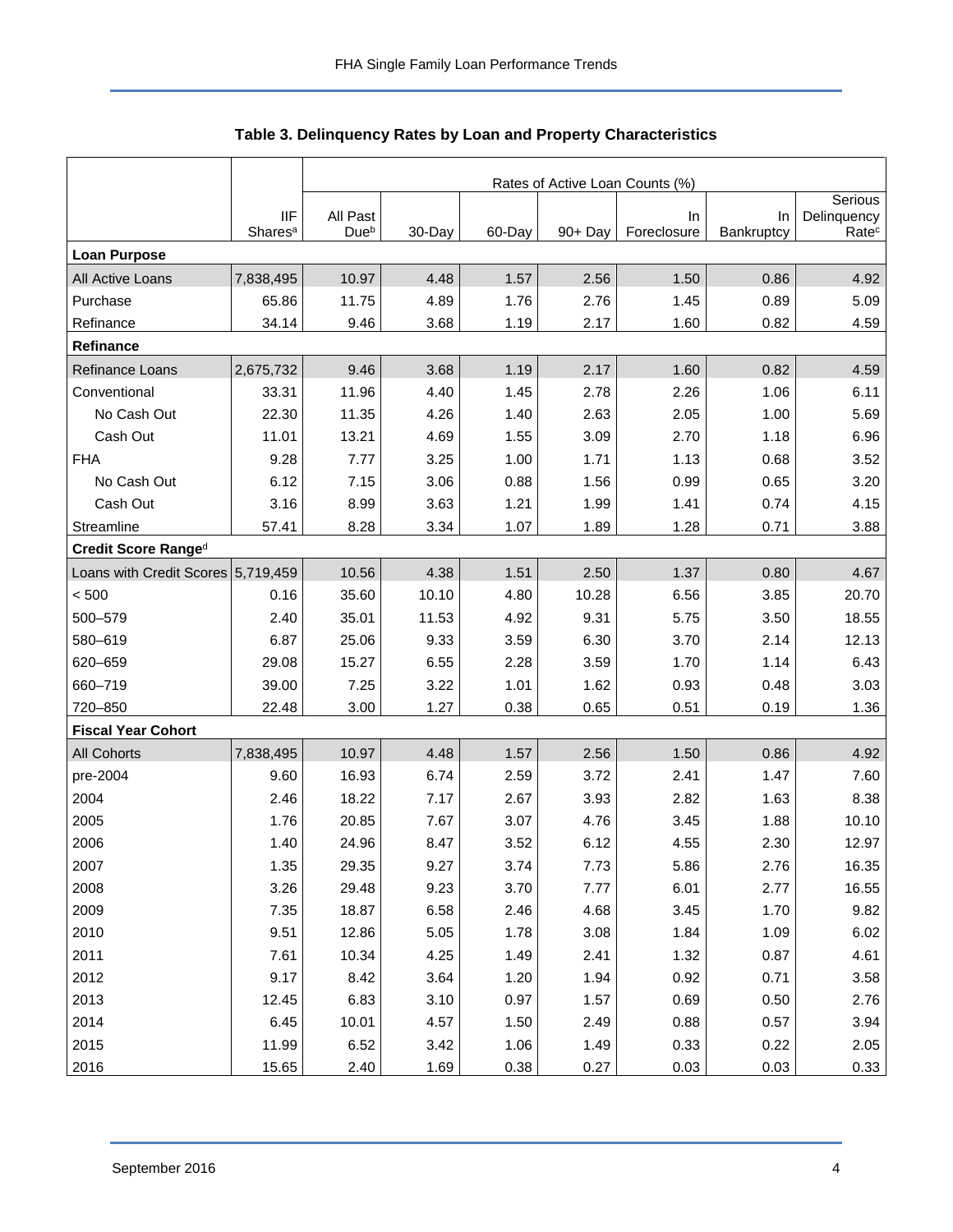**Table 3. Delinquency Rates by Loan and Property Characteristics**

| | IIF Shares[a] | Rates of Active Loan Counts (%) | | | | | | |
|---|---|---|---|---|---|---|---|---|
| | | All Past Due[b] | 30-Day | 60-Day | 90+ Day | In Foreclosure | In Bankruptcy | Serious Delinquency Rate[c] |
| **Loan Purpose** | | | | | | | | |
| All Active Loans | 7,838,495 | 10.97 | 4.48 | 1.57 | 2.56 | 1.50 | 0.86 | 4.92 |
| Purchase | 65.86 | 11.75 | 4.89 | 1.76 | 2.76 | 1.45 | 0.89 | 5.09 |
| Refinance | 34.14 | 9.46 | 3.68 | 1.19 | 2.17 | 1.60 | 0.82 | 4.59 |
| **Refinance** | | | | | | | | |
| Refinance Loans | 2,675,732 | 9.46 | 3.68 | 1.19 | 2.17 | 1.60 | 0.82 | 4.59 |
| Conventional | 33.31 | 11.96 | 4.40 | 1.45 | 2.78 | 2.26 | 1.06 | 6.11 |
| No Cash Out | 22.30 | 11.35 | 4.26 | 1.40 | 2.63 | 2.05 | 1.00 | 5.69 |
| Cash Out | 11.01 | 13.21 | 4.69 | 1.55 | 3.09 | 2.70 | 1.18 | 6.96 |
| FHA | 9.28 | 7.77 | 3.25 | 1.00 | 1.71 | 1.13 | 0.68 | 3.52 |
| No Cash Out | 6.12 | 7.15 | 3.06 | 0.88 | 1.56 | 0.99 | 0.65 | 3.20 |
| Cash Out | 3.16 | 8.99 | 3.63 | 1.21 | 1.99 | 1.41 | 0.74 | 4.15 |
| Streamline | 57.41 | 8.28 | 3.34 | 1.07 | 1.89 | 1.28 | 0.71 | 3.88 |
| **Credit Score Range[d]** | | | | | | | | |
| Loans with Credit Scores | 5,719,459 | 10.56 | 4.38 | 1.51 | 2.50 | 1.37 | 0.80 | 4.67 |
| < 500 | 0.16 | 35.60 | 10.10 | 4.80 | 10.28 | 6.56 | 3.85 | 20.70 |
| 500–579 | 2.40 | 35.01 | 11.53 | 4.92 | 9.31 | 5.75 | 3.50 | 18.55 |
| 580–619 | 6.87 | 25.06 | 9.33 | 3.59 | 6.30 | 3.70 | 2.14 | 12.13 |
| 620–659 | 29.08 | 15.27 | 6.55 | 2.28 | 3.59 | 1.70 | 1.14 | 6.43 |
| 660–719 | 39.00 | 7.25 | 3.22 | 1.01 | 1.62 | 0.93 | 0.48 | 3.03 |
| 720–850 | 22.48 | 3.00 | 1.27 | 0.38 | 0.65 | 0.51 | 0.19 | 1.36 |
| **Fiscal Year Cohort** | | | | | | | | |
| All Cohorts | 7,838,495 | 10.97 | 4.48 | 1.57 | 2.56 | 1.50 | 0.86 | 4.92 |
| pre-2004 | 9.60 | 16.93 | 6.74 | 2.59 | 3.72 | 2.41 | 1.47 | 7.60 |
| 2004 | 2.46 | 18.22 | 7.17 | 2.67 | 3.93 | 2.82 | 1.63 | 8.38 |
| 2005 | 1.76 | 20.85 | 7.67 | 3.07 | 4.76 | 3.45 | 1.88 | 10.10 |
| 2006 | 1.40 | 24.96 | 8.47 | 3.52 | 6.12 | 4.55 | 2.30 | 12.97 |
| 2007 | 1.35 | 29.35 | 9.27 | 3.74 | 7.73 | 5.86 | 2.76 | 16.35 |
| 2008 | 3.26 | 29.48 | 9.23 | 3.70 | 7.77 | 6.01 | 2.77 | 16.55 |
| 2009 | 7.35 | 18.87 | 6.58 | 2.46 | 4.68 | 3.45 | 1.70 | 9.82 |
| 2010 | 9.51 | 12.86 | 5.05 | 1.78 | 3.08 | 1.84 | 1.09 | 6.02 |
| 2011 | 7.61 | 10.34 | 4.25 | 1.49 | 2.41 | 1.32 | 0.87 | 4.61 |
| 2012 | 9.17 | 8.42 | 3.64 | 1.20 | 1.94 | 0.92 | 0.71 | 3.58 |
| 2013 | 12.45 | 6.83 | 3.10 | 0.97 | 1.57 | 0.69 | 0.50 | 2.76 |
| 2014 | 6.45 | 10.01 | 4.57 | 1.50 | 2.49 | 0.88 | 0.57 | 3.94 |
| 2015 | 11.99 | 6.52 | 3.42 | 1.06 | 1.49 | 0.33 | 0.22 | 2.05 |
| 2016 | 15.65 | 2.40 | 1.69 | 0.38 | 0.27 | 0.03 | 0.03 | 0.33 |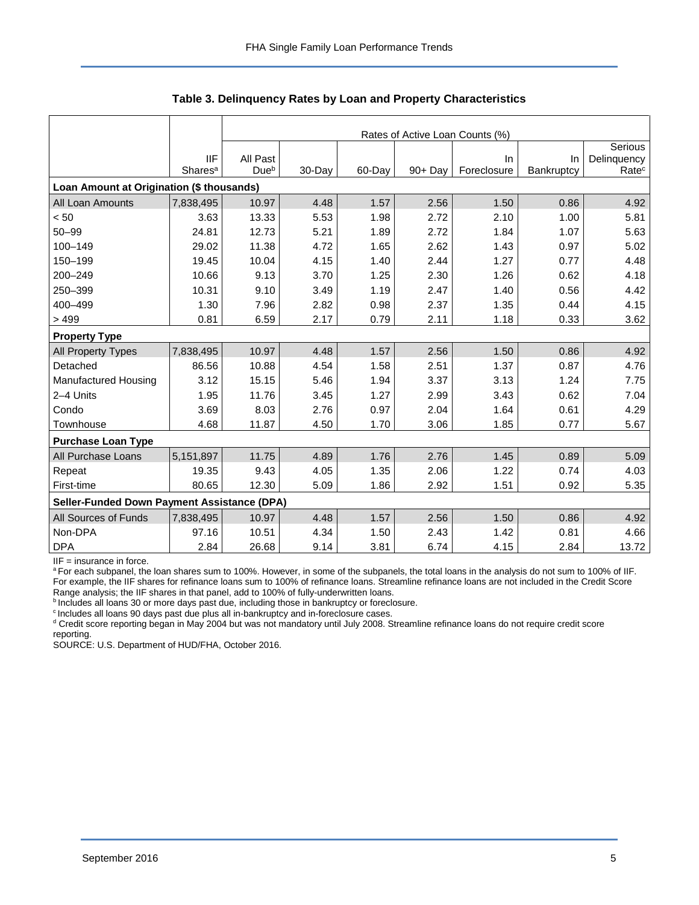**Table 3. Delinquency Rates by Loan and Property Characteristics**

| | IIF Shares[a] | Rates of Active Loan Counts (%) All Past Due[b] | 30-Day | 60-Day | 90+ Day | In Foreclosure | In Bankruptcy | Serious Delinquency Rate[c] |
|---|---|---|---|---|---|---|---|---|
| **Loan Amount at Origination ($ thousands)** | | | | | | | | |
| All Loan Amounts | 7,838,495 | 10.97 | 4.48 | 1.57 | 2.56 | 1.50 | 0.86 | 4.92 |
| < 50 | 3.63 | 13.33 | 5.53 | 1.98 | 2.72 | 2.10 | 1.00 | 5.81 |
| 50–99 | 24.81 | 12.73 | 5.21 | 1.89 | 2.72 | 1.84 | 1.07 | 5.63 |
| 100–149 | 29.02 | 11.38 | 4.72 | 1.65 | 2.62 | 1.43 | 0.97 | 5.02 |
| 150–199 | 19.45 | 10.04 | 4.15 | 1.40 | 2.44 | 1.27 | 0.77 | 4.48 |
| 200–249 | 10.66 | 9.13 | 3.70 | 1.25 | 2.30 | 1.26 | 0.62 | 4.18 |
| 250–399 | 10.31 | 9.10 | 3.49 | 1.19 | 2.47 | 1.40 | 0.56 | 4.42 |
| 400–499 | 1.30 | 7.96 | 2.82 | 0.98 | 2.37 | 1.35 | 0.44 | 4.15 |
| > 499 | 0.81 | 6.59 | 2.17 | 0.79 | 2.11 | 1.18 | 0.33 | 3.62 |
| **Property Type** | | | | | | | | |
| All Property Types | 7,838,495 | 10.97 | 4.48 | 1.57 | 2.56 | 1.50 | 0.86 | 4.92 |
| Detached | 86.56 | 10.88 | 4.54 | 1.58 | 2.51 | 1.37 | 0.87 | 4.76 |
| Manufactured Housing | 3.12 | 15.15 | 5.46 | 1.94 | 3.37 | 3.13 | 1.24 | 7.75 |
| 2–4 Units | 1.95 | 11.76 | 3.45 | 1.27 | 2.99 | 3.43 | 0.62 | 7.04 |
| Condo | 3.69 | 8.03 | 2.76 | 0.97 | 2.04 | 1.64 | 0.61 | 4.29 |
| Townhouse | 4.68 | 11.87 | 4.50 | 1.70 | 3.06 | 1.85 | 0.77 | 5.67 |
| **Purchase Loan Type** | | | | | | | | |
| All Purchase Loans | 5,151,897 | 11.75 | 4.89 | 1.76 | 2.76 | 1.45 | 0.89 | 5.09 |
| Repeat | 19.35 | 9.43 | 4.05 | 1.35 | 2.06 | 1.22 | 0.74 | 4.03 |
| First-time | 80.65 | 12.30 | 5.09 | 1.86 | 2.92 | 1.51 | 0.92 | 5.35 |
| **Seller-Funded Down Payment Assistance (DPA)** | | | | | | | | |
| All Sources of Funds | 7,838,495 | 10.97 | 4.48 | 1.57 | 2.56 | 1.50 | 0.86 | 4.92 |
| Non-DPA | 97.16 | 10.51 | 4.34 | 1.50 | 2.43 | 1.42 | 0.81 | 4.66 |
| DPA | 2.84 | 26.68 | 9.14 | 3.81 | 6.74 | 4.15 | 2.84 | 13.72 |

IIF = insurance in force.

[a] For each subpanel, the loan shares sum to 100%. However, in some of the subpanels, the total loans in the analysis do not sum to 100% of IIF. For example, the IIF shares for refinance loans sum to 100% of refinance loans. Streamline refinance loans are not included in the Credit Score Range analysis; the IIF shares in that panel, add to 100% of fully-underwritten loans.

[b] Includes all loans 30 or more days past due, including those in bankruptcy or foreclosure.

[c] Includes all loans 90 days past due plus all in-bankruptcy and in-foreclosure cases.

[d] Credit score reporting began in May 2004 but was not mandatory until July 2008. Streamline refinance loans do not require credit score reporting.

SOURCE: U.S. Department of HUD/FHA, October 2016.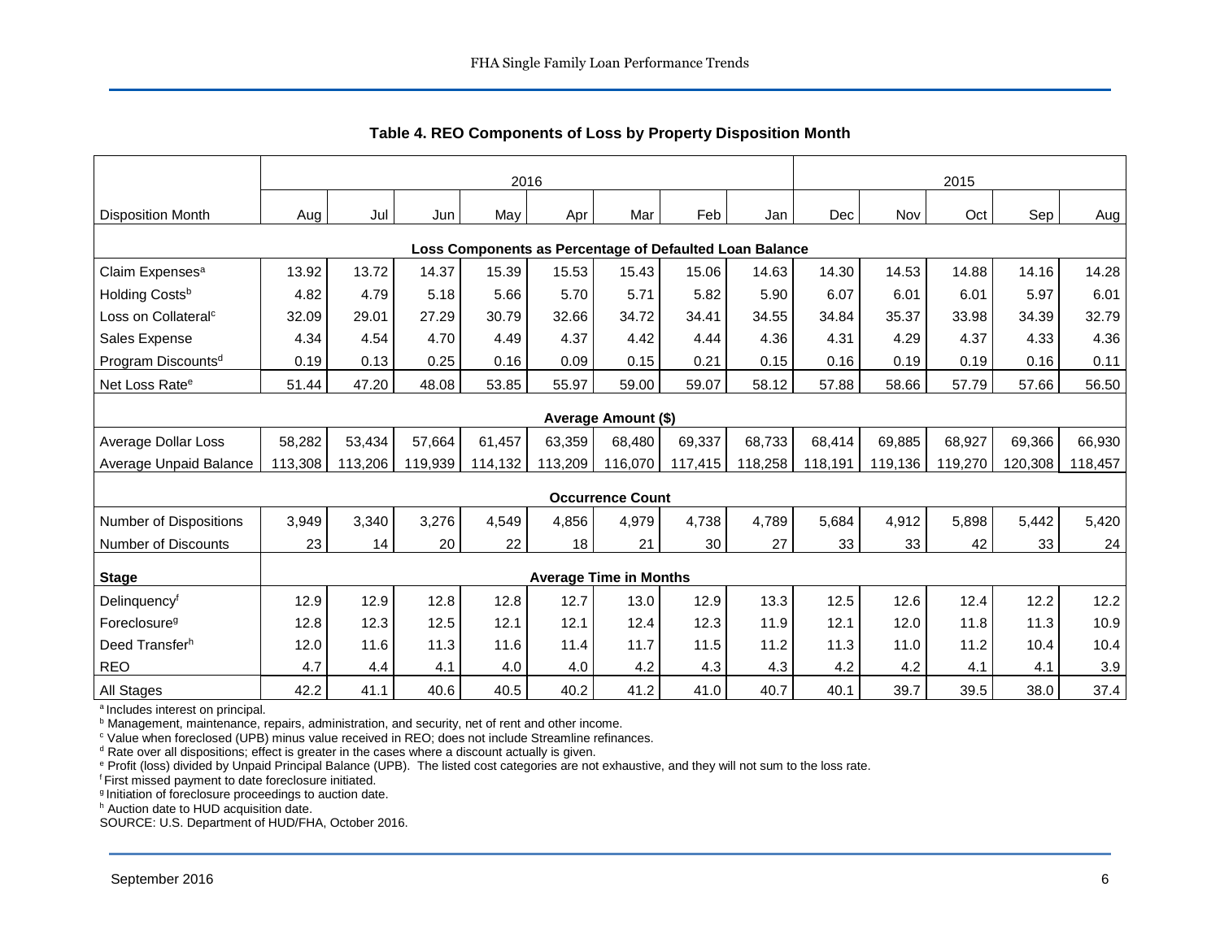### Table 4. REO Components of Loss by Property Disposition Month

| | 2016 | | | | | | | | 2015 | | | | |
|---|---|---|---|---|---|---|---|---|---|---|---|---|---|
| Disposition Month | Aug | Jul | Jun | May | Apr | Mar | Feb | Jan | Dec | Nov | Oct | Sep | Aug |
| **Loss Components as Percentage of Defaulted Loan Balance** | | | | | | | | | | | | | |
| Claim Expenses[a] | 13.92 | 13.72 | 14.37 | 15.39 | 15.53 | 15.43 | 15.06 | 14.63 | 14.30 | 14.53 | 14.88 | 14.16 | 14.28 |
| Holding Costs[b] | 4.82 | 4.79 | 5.18 | 5.66 | 5.70 | 5.71 | 5.82 | 5.90 | 6.07 | 6.01 | 6.01 | 5.97 | 6.01 |
| Loss on Collateral[c] | 32.09 | 29.01 | 27.29 | 30.79 | 32.66 | 34.72 | 34.41 | 34.55 | 34.84 | 35.37 | 33.98 | 34.39 | 32.79 |
| Sales Expense | 4.34 | 4.54 | 4.70 | 4.49 | 4.37 | 4.42 | 4.44 | 4.36 | 4.31 | 4.29 | 4.37 | 4.33 | 4.36 |
| Program Discounts[d] | 0.19 | 0.13 | 0.25 | 0.16 | 0.09 | 0.15 | 0.21 | 0.15 | 0.16 | 0.19 | 0.19 | 0.16 | 0.11 |
| Net Loss Rate[e] | 51.44 | 47.20 | 48.08 | 53.85 | 55.97 | 59.00 | 59.07 | 58.12 | 57.88 | 58.66 | 57.79 | 57.66 | 56.50 |
| **Average Amount ($)** | | | | | | | | | | | | | |
| Average Dollar Loss | 58,282 | 53,434 | 57,664 | 61,457 | 63,359 | 68,480 | 69,337 | 68,733 | 68,414 | 69,885 | 68,927 | 69,366 | 66,930 |
| Average Unpaid Balance | 113,308 | 113,206 | 119,939 | 114,132 | 113,209 | 116,070 | 117,415 | 118,258 | 118,191 | 119,136 | 119,270 | 120,308 | 118,457 |
| **Occurrence Count** | | | | | | | | | | | | | |
| Number of Dispositions | 3,949 | 3,340 | 3,276 | 4,549 | 4,856 | 4,979 | 4,738 | 4,789 | 5,684 | 4,912 | 5,898 | 5,442 | 5,420 |
| Number of Discounts | 23 | 14 | 20 | 22 | 18 | 21 | 30 | 27 | 33 | 33 | 42 | 33 | 24 |
| **Stage** | **Average Time in Months** | | | | | | | | | | | | |
| Delinquency[f] | 12.9 | 12.9 | 12.8 | 12.8 | 12.7 | 13.0 | 12.9 | 13.3 | 12.5 | 12.6 | 12.4 | 12.2 | 12.2 |
| Foreclosure[g] | 12.8 | 12.3 | 12.5 | 12.1 | 12.1 | 12.4 | 12.3 | 11.9 | 12.1 | 12.0 | 11.8 | 11.3 | 10.9 |
| Deed Transfer[h] | 12.0 | 11.6 | 11.3 | 11.6 | 11.4 | 11.7 | 11.5 | 11.2 | 11.3 | 11.0 | 11.2 | 10.4 | 10.4 |
| REO | 4.7 | 4.4 | 4.1 | 4.0 | 4.0 | 4.2 | 4.3 | 4.3 | 4.2 | 4.2 | 4.1 | 4.1 | 3.9 |
| All Stages | 42.2 | 41.1 | 40.6 | 40.5 | 40.2 | 41.2 | 41.0 | 40.7 | 40.1 | 39.7 | 39.5 | 38.0 | 37.4 |

[a] Includes interest on principal.
[b] Management, maintenance, repairs, administration, and security, net of rent and other income.
[c] Value when foreclosed (UPB) minus value received in REO; does not include Streamline refinances.
[d] Rate over all dispositions; effect is greater in the cases where a discount actually is given.
[e] Profit (loss) divided by Unpaid Principal Balance (UPB). The listed cost categories are not exhaustive, and they will not sum to the loss rate.
[f] First missed payment to date foreclosure initiated.
[g] Initiation of foreclosure proceedings to auction date.
[h] Auction date to HUD acquisition date.
SOURCE: U.S. Department of HUD/FHA, October 2016.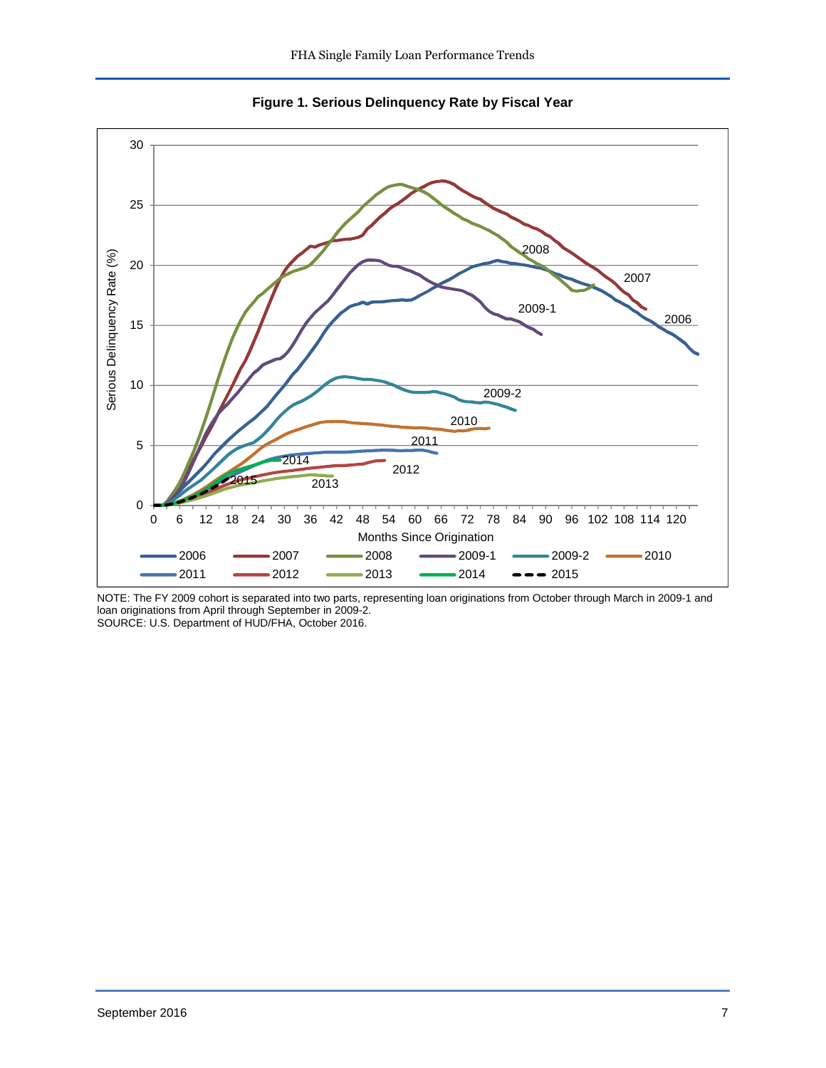**Figure 1. Serious Delinquency Rate by Fiscal Year**

NOTE: The FY 2009 cohort is separated into two parts, representing loan originations from October through March in 2009-1 and loan originations from April through September in 2009-2.
SOURCE: U.S. Department of HUD/FHA, October 2016.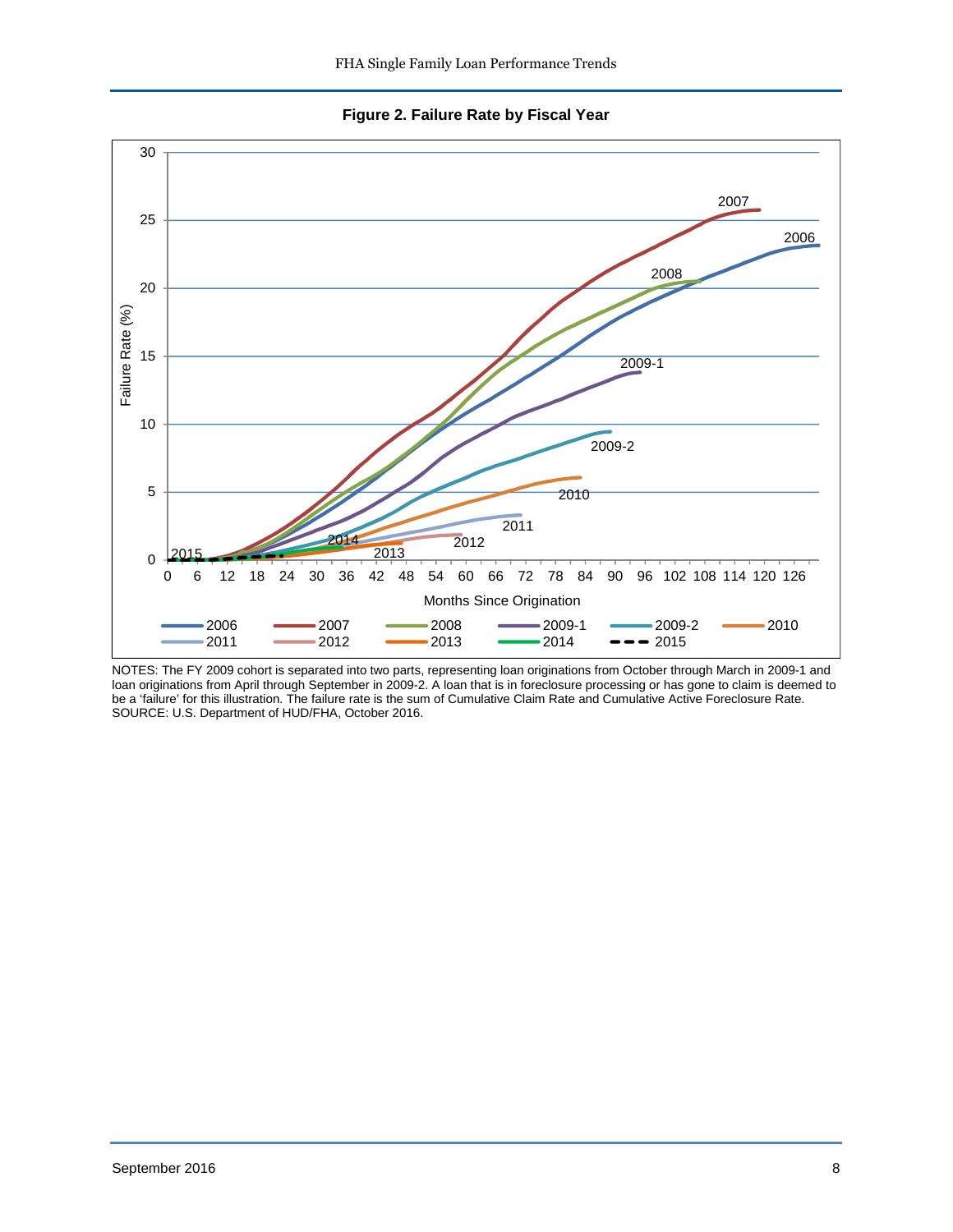**Figure 2. Failure Rate by Fiscal Year**

Failure Rate (%)

30
25
20
15
10
5
0

0 6 12 18 24 30 36 42 48 54 60 66 72 78 84 90 96 102 108 114 120 126

Months Since Origination

2007
2006
2008
2009-1
2009-2
2010
2011
2012
2013
2014
2015

2006, 2007, 2008, 2009-1, 2009-2, 2010, 2011, 2012, 2013, 2014, 2015

NOTES: The FY 2009 cohort is separated into two parts, representing loan originations from October through March in 2009-1 and loan originations from April through September in 2009-2. A loan that is in foreclosure processing or has gone to claim is deemed to be a 'failure' for this illustration. The failure rate is the sum of Cumulative Claim Rate and Cumulative Active Foreclosure Rate.
SOURCE: U.S. Department of HUD/FHA, October 2016.